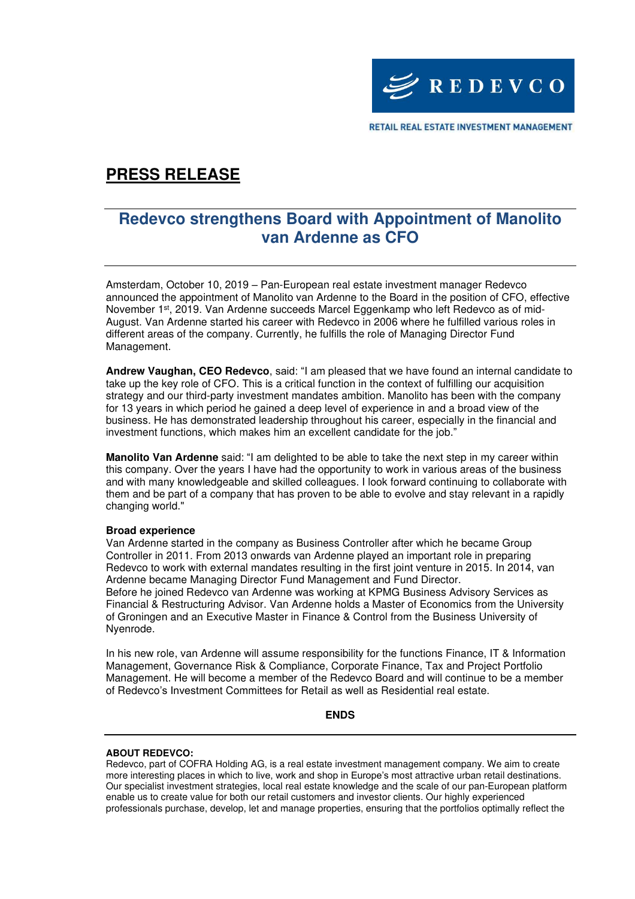REDEVCO

RETAIL REAL ESTATE INVESTMENT MANAGEMENT

# PRESS RELEASE

## Redevco strengthens Board with Appointment of Manolito van Ardenne as CFO

Amsterdam, October 10, 2019 – Pan-European real estate investment manager Redevco announced the appointment of Manolito van Ardenne to the Board in the position of CFO, effective November 1st, 2019. Van Ardenne succeeds Marcel Eggenkamp who left Redevco as of mid-August. Van Ardenne started his career with Redevco in 2006 where he fulfilled various roles in different areas of the company. Currently, he fulfills the role of Managing Director Fund Management.

**Andrew Vaughan, CEO Redevco**, said: "I am pleased that we have found an internal candidate to take up the key role of CFO. This is a critical function in the context of fulfilling our acquisition strategy and our third-party investment mandates ambition. Manolito has been with the company for 13 years in which period he gained a deep level of experience in and a broad view of the business. He has demonstrated leadership throughout his career, especially in the financial and investment functions, which makes him an excellent candidate for the job."

**Manolito Van Ardenne** said: "I am delighted to be able to take the next step in my career within this company. Over the years I have had the opportunity to work in various areas of the business and with many knowledgeable and skilled colleagues. I look forward continuing to collaborate with them and be part of a company that has proven to be able to evolve and stay relevant in a rapidly changing world."

**Broad experience**

Van Ardenne started in the company as Business Controller after which he became Group Controller in 2011. From 2013 onwards van Ardenne played an important role in preparing Redevco to work with external mandates resulting in the first joint venture in 2015. In 2014, van Ardenne became Managing Director Fund Management and Fund Director.
Before he joined Redevco van Ardenne was working at KPMG Business Advisory Services as Financial & Restructuring Advisor. Van Ardenne holds a Master of Economics from the University of Groningen and an Executive Master in Finance & Control from the Business University of Nyenrode.

In his new role, van Ardenne will assume responsibility for the functions Finance, IT & Information Management, Governance Risk & Compliance, Corporate Finance, Tax and Project Portfolio Management. He will become a member of the Redevco Board and will continue to be a member of Redevco's Investment Committees for Retail as well as Residential real estate.

**ENDS**

---

**ABOUT REDEVCO:**

Redevco, part of COFRA Holding AG, is a real estate investment management company. We aim to create more interesting places in which to live, work and shop in Europe's most attractive urban retail destinations. Our specialist investment strategies, local real estate knowledge and the scale of our pan-European platform enable us to create value for both our retail customers and investor clients. Our highly experienced professionals purchase, develop, let and manage properties, ensuring that the portfolios optimally reflect the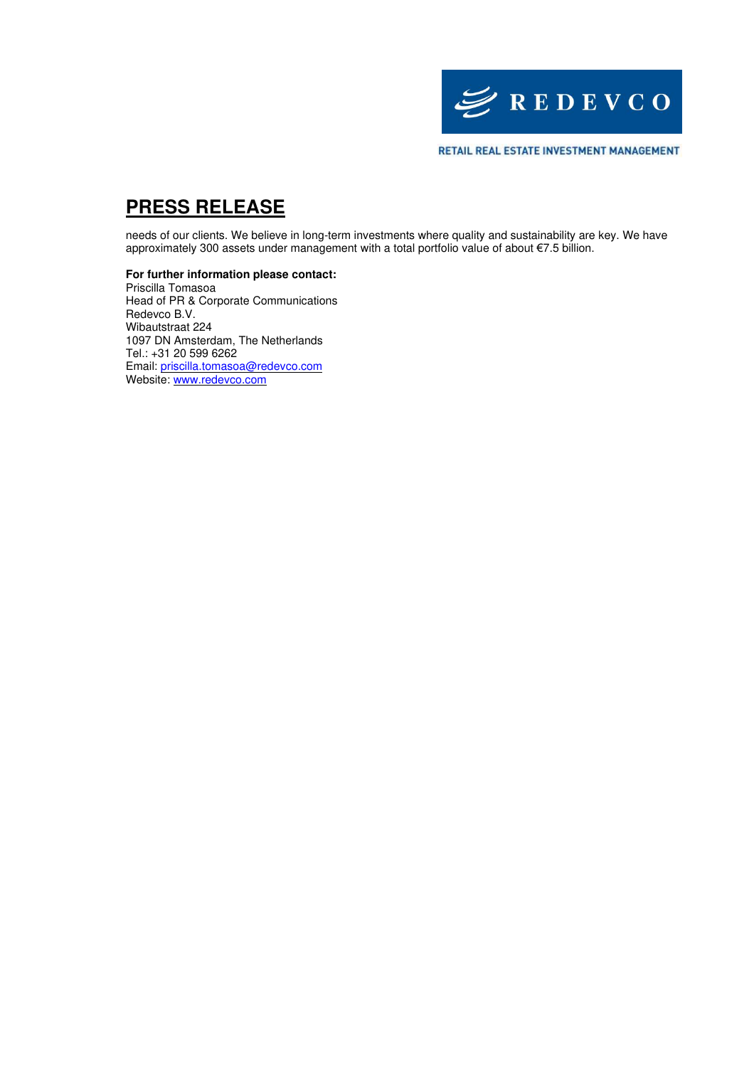# PRESS RELEASE

needs of our clients. We believe in long-term investments where quality and sustainability are key. We have approximately 300 assets under management with a total portfolio value of about €7.5 billion.

**For further information please contact:**
Priscilla Tomasoa
Head of PR & Corporate Communications
Redevco B.V.
Wibautstraat 224
1097 DN Amsterdam, The Netherlands
Tel.: +31 20 599 6262
Email: priscilla.tomasoa@redevco.com
Website: www.redevco.com